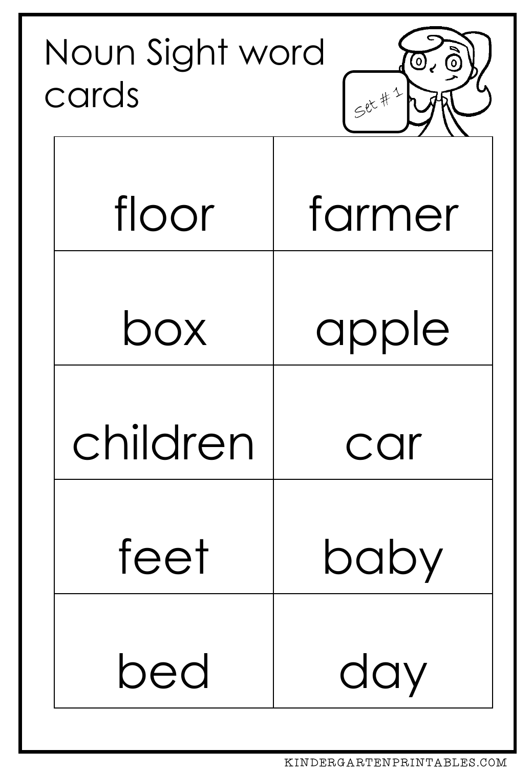# Noun Sight word cards

Set # 1

| | |
|---|---|
| floor | farmer |
| box | apple |
| children | car |
| feet | baby |
| bed | day |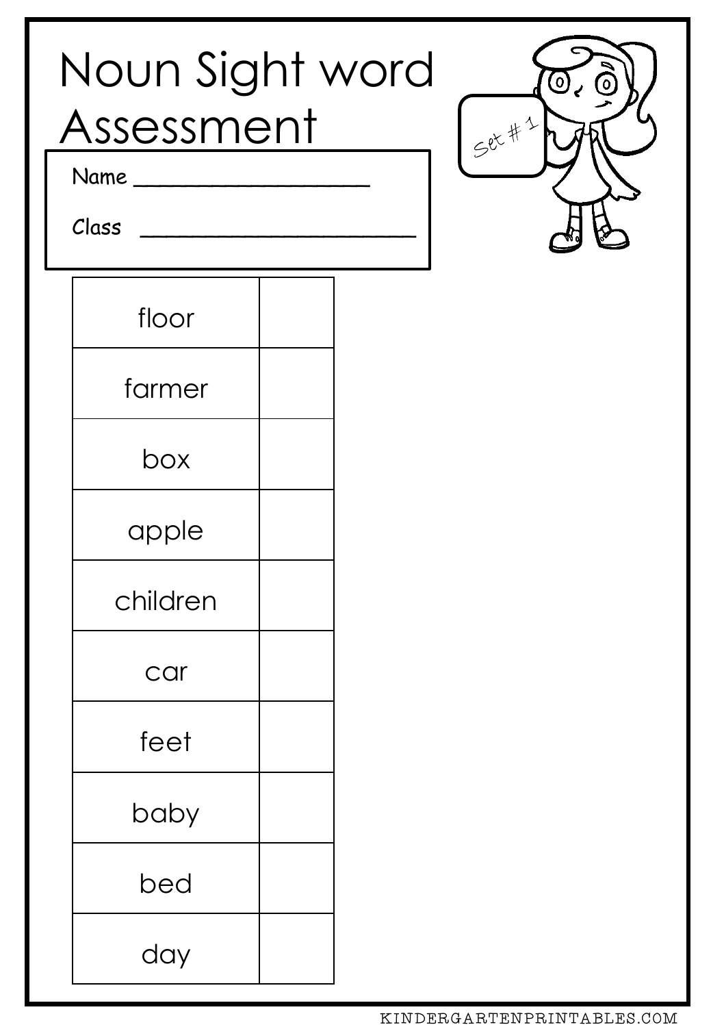# Noun Sight word Assessment

Set # 1

Name ____________________

Class ________________________

| | |
|---|---|
| floor | |
| farmer | |
| box | |
| apple | |
| children | |
| car | |
| feet | |
| baby | |
| bed | |
| day | |

KINDERGARTENPRINTABLES.COM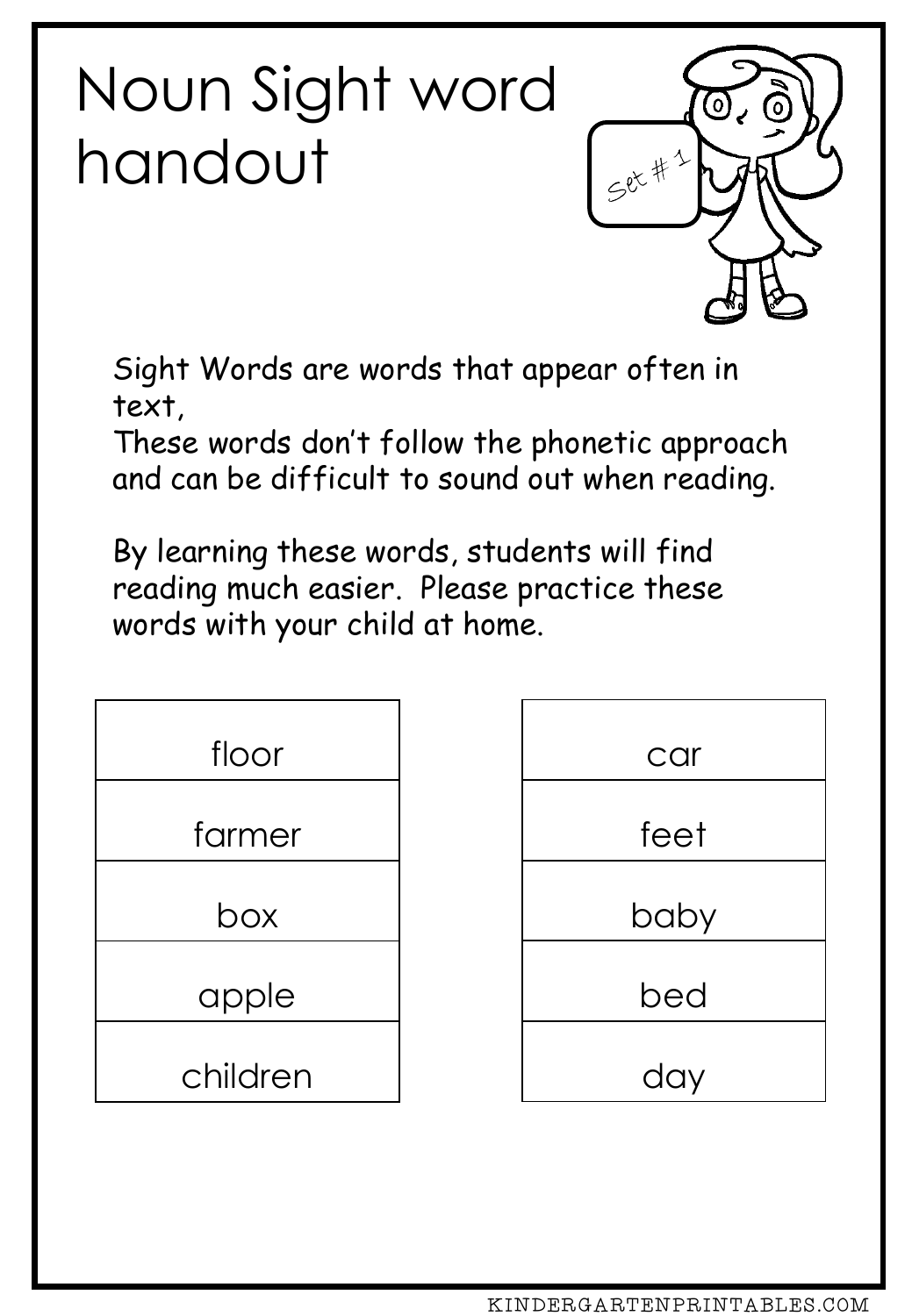# Noun Sight word handout

Sight Words are words that appear often in text,
These words don't follow the phonetic approach and can be difficult to sound out when reading.

By learning these words, students will find reading much easier.  Please practice these words with your child at home.

| | |
|---|---|
| floor | car |
| farmer | feet |
| box | baby |
| apple | bed |
| children | day |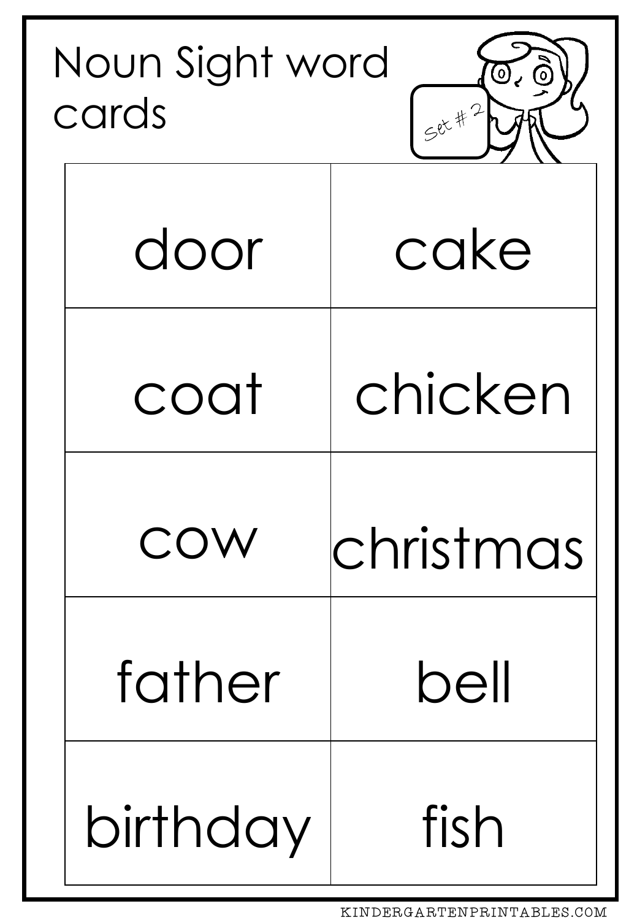# Noun Sight word cards

Set # 2

| | |
|---|---|
| door | cake |
| coat | chicken |
| cow | christmas |
| father | bell |
| birthday | fish |

KINDERGARTENPRINTABLES.COM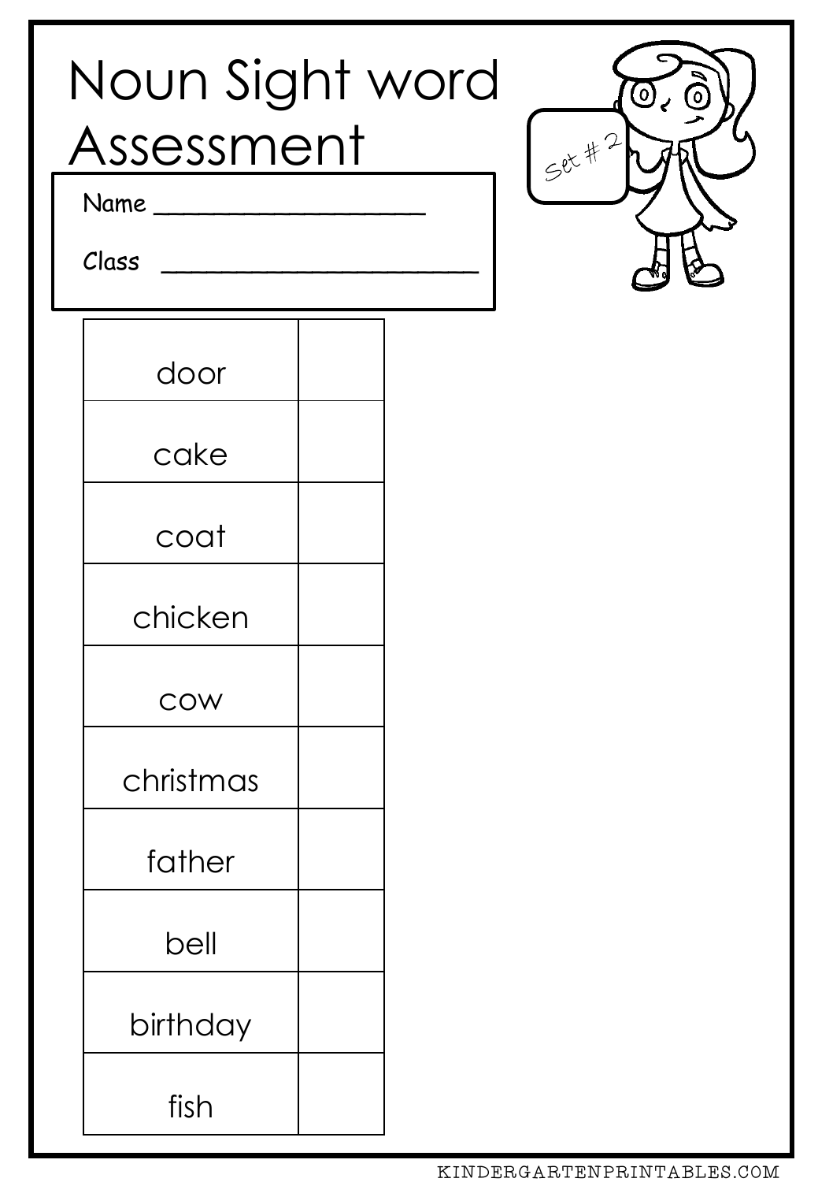# Noun Sight word Assessment

Name ____________________

Class ________________________

Set # 2

| | |
|---|---|
| door | |
| cake | |
| coat | |
| chicken | |
| cow | |
| christmas | |
| father | |
| bell | |
| birthday | |
| fish | |

KINDERGARTENPRINTABLES.COM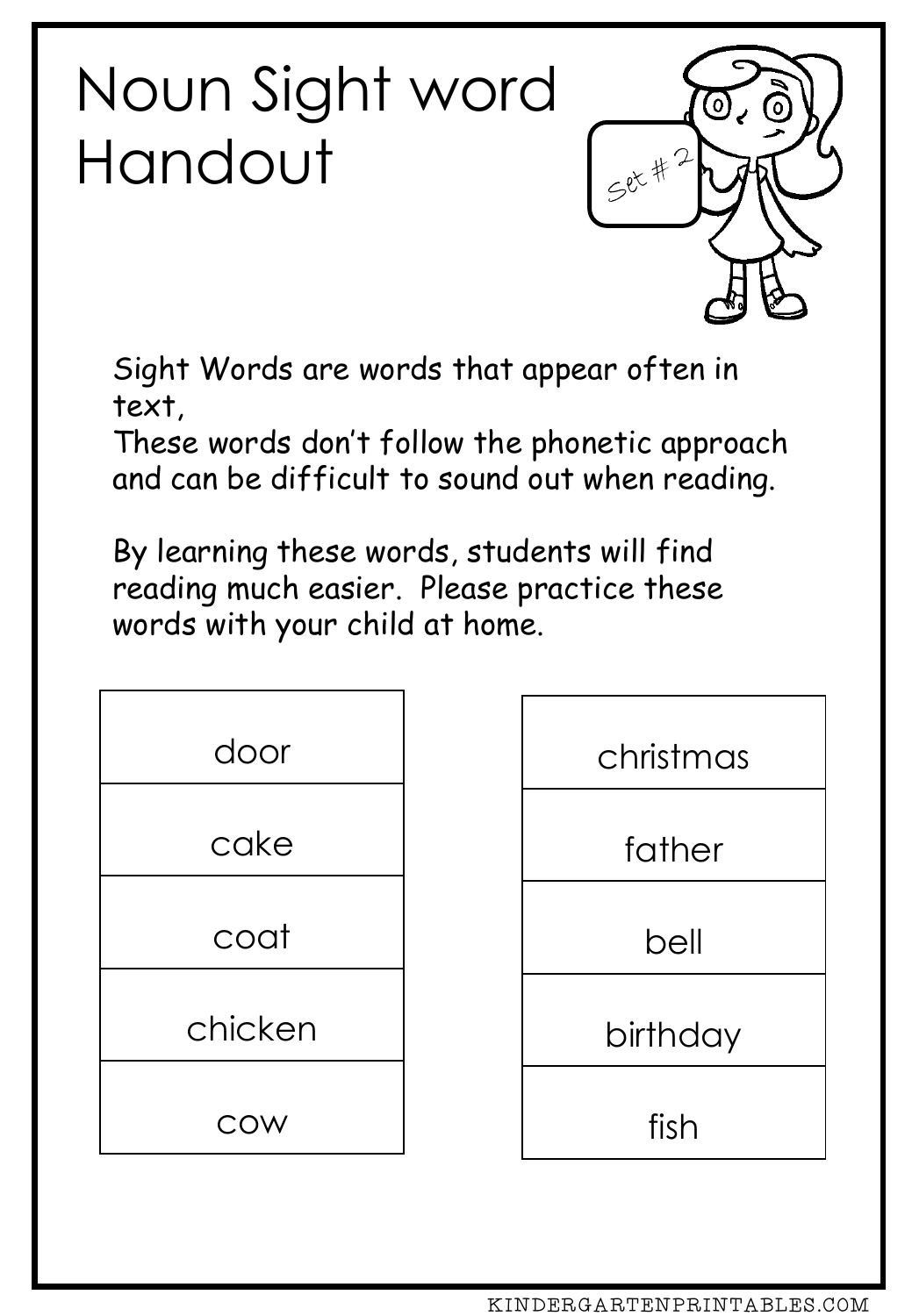# Noun Sight word Handout

Set # 2

Sight Words are words that appear often in text,
These words don't follow the phonetic approach and can be difficult to sound out when reading.

By learning these words, students will find reading much easier. Please practice these words with your child at home.

| door |
| --- |
| cake |
| coat |
| chicken |
| cow |

| christmas |
| --- |
| father |
| bell |
| birthday |
| fish |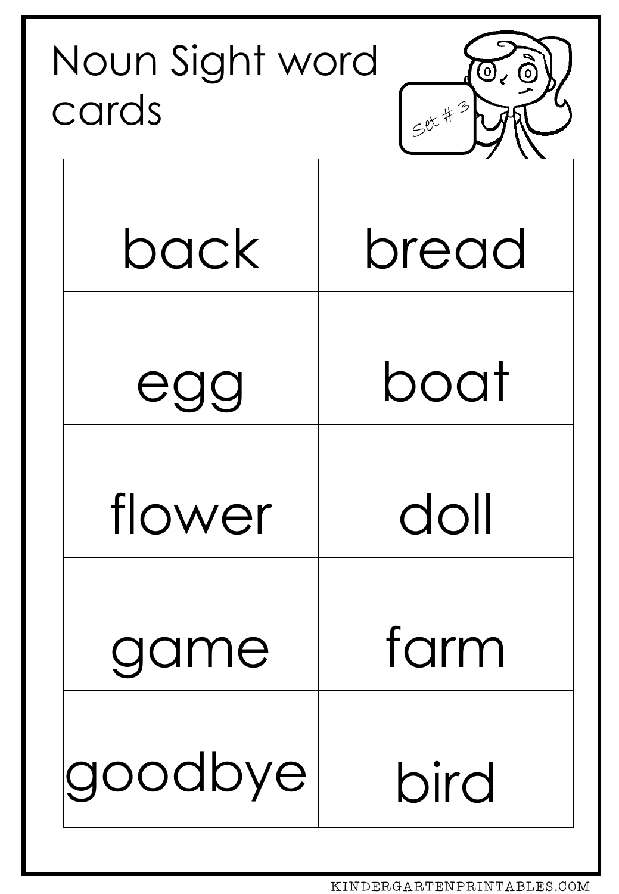# Noun Sight word cards

Set # 3

| | |
|---|---|
| back | bread |
| egg | boat |
| flower | doll |
| game | farm |
| goodbye | bird |

KINDERGARTENPRINTABLES.COM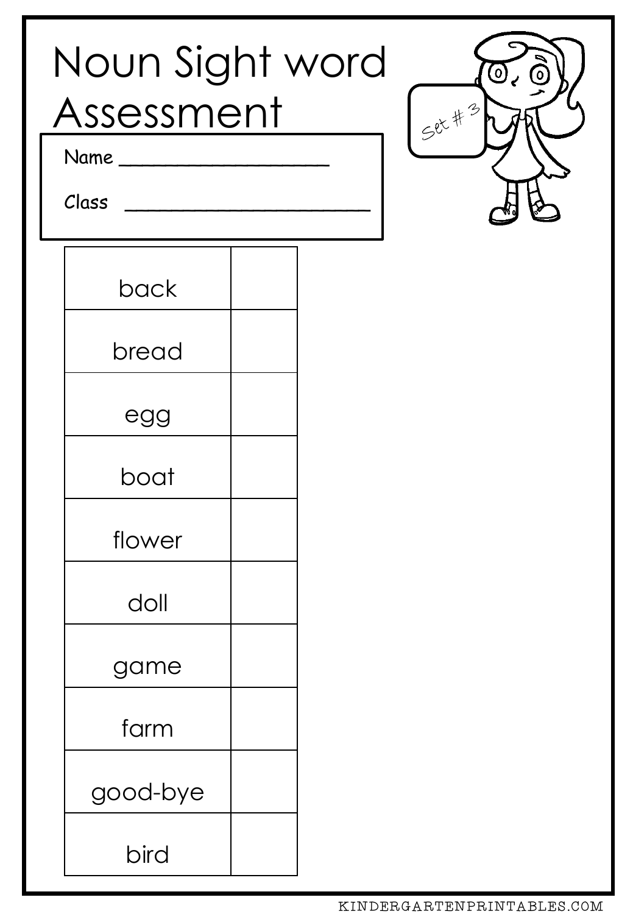# Noun Sight word Assessment

Set # 3

Name ____________________

Class ________________________

| | |
|---|---|
| back | |
| bread | |
| egg | |
| boat | |
| flower | |
| doll | |
| game | |
| farm | |
| good-bye | |
| bird | |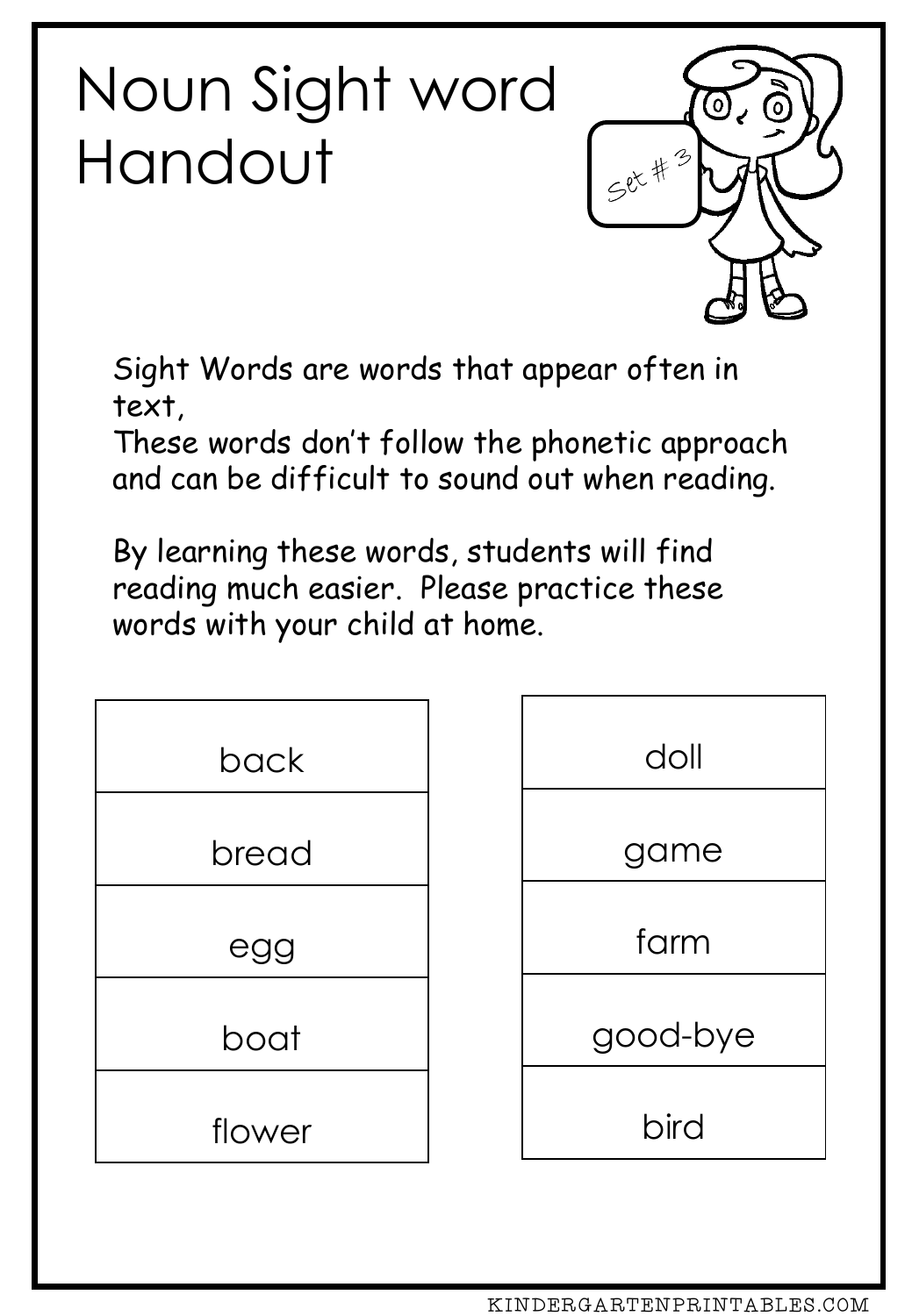# Noun Sight word Handout

Set # 3

Sight Words are words that appear often in text,
These words don't follow the phonetic approach and can be difficult to sound out when reading.

By learning these words, students will find reading much easier. Please practice these words with your child at home.

| back |
|---|
| bread |
| egg |
| boat |
| flower |

| doll |
|---|
| game |
| farm |
| good-bye |
| bird |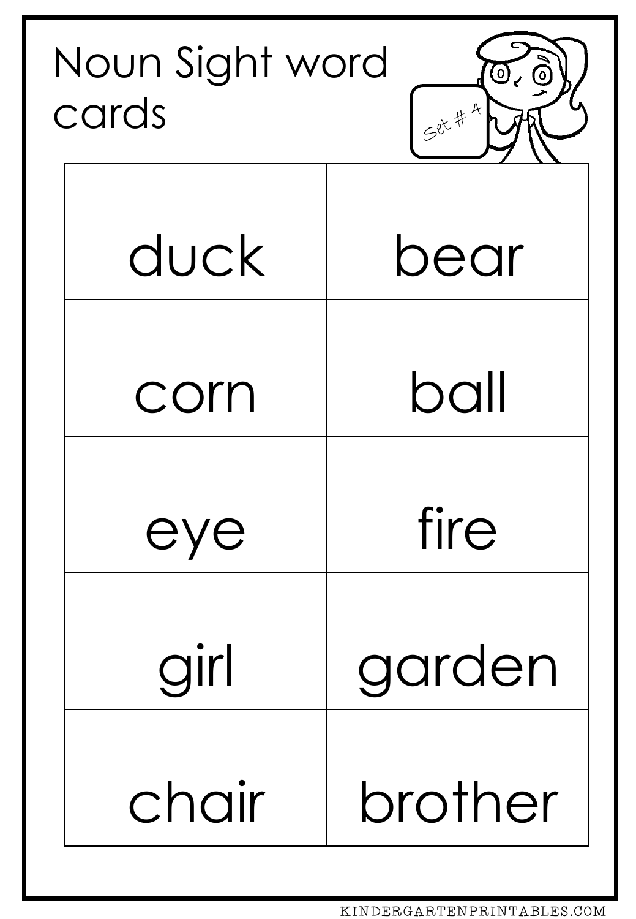# Noun Sight word cards

Set # 4

| | |
|---|---|
| duck | bear |
| corn | ball |
| eye | fire |
| girl | garden |
| chair | brother |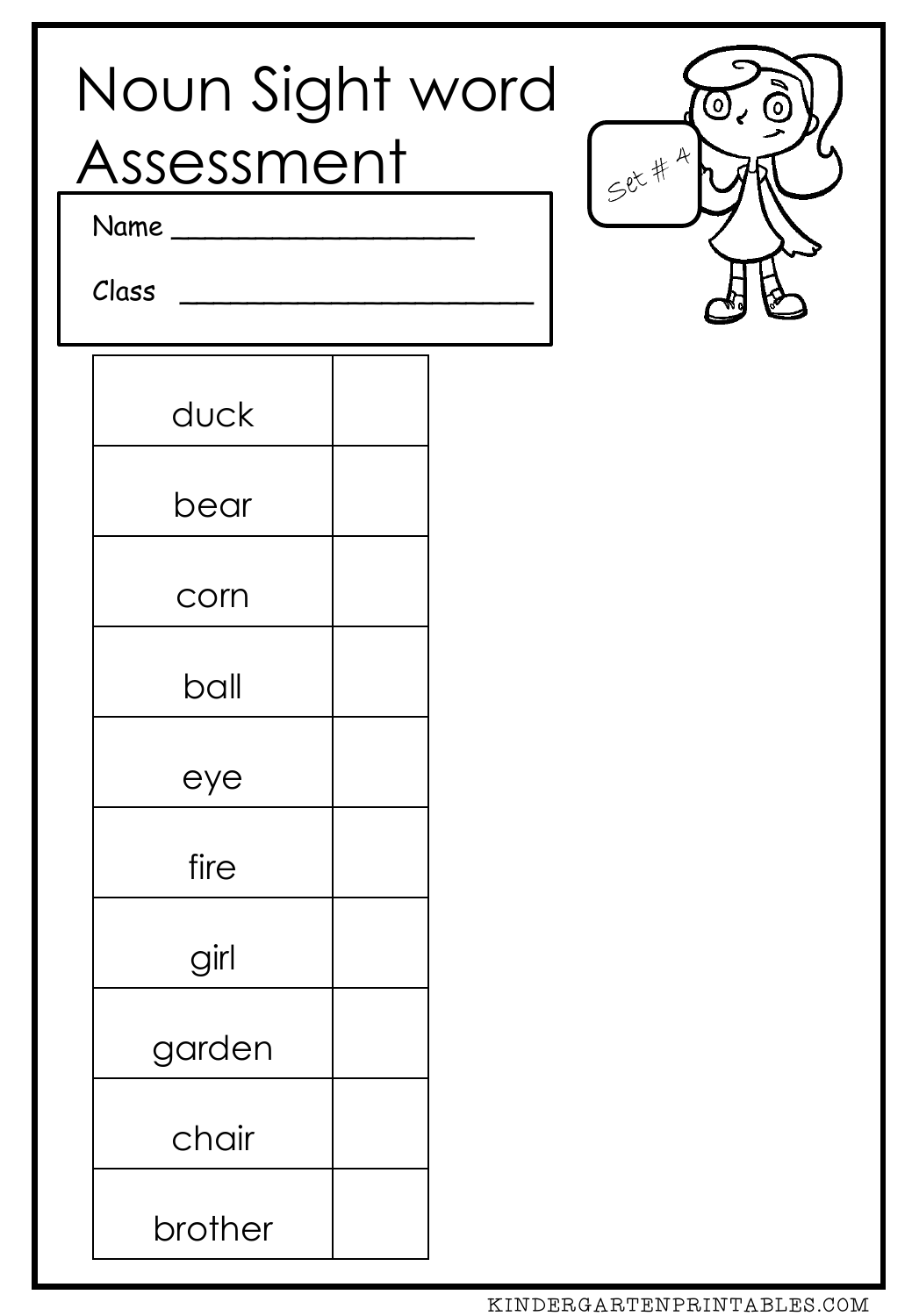# Noun Sight word Assessment

Name ____________________

Class ________________________

Set # 4

| | |
|---|---|
| duck | |
| bear | |
| corn | |
| ball | |
| eye | |
| fire | |
| girl | |
| garden | |
| chair | |
| brother | |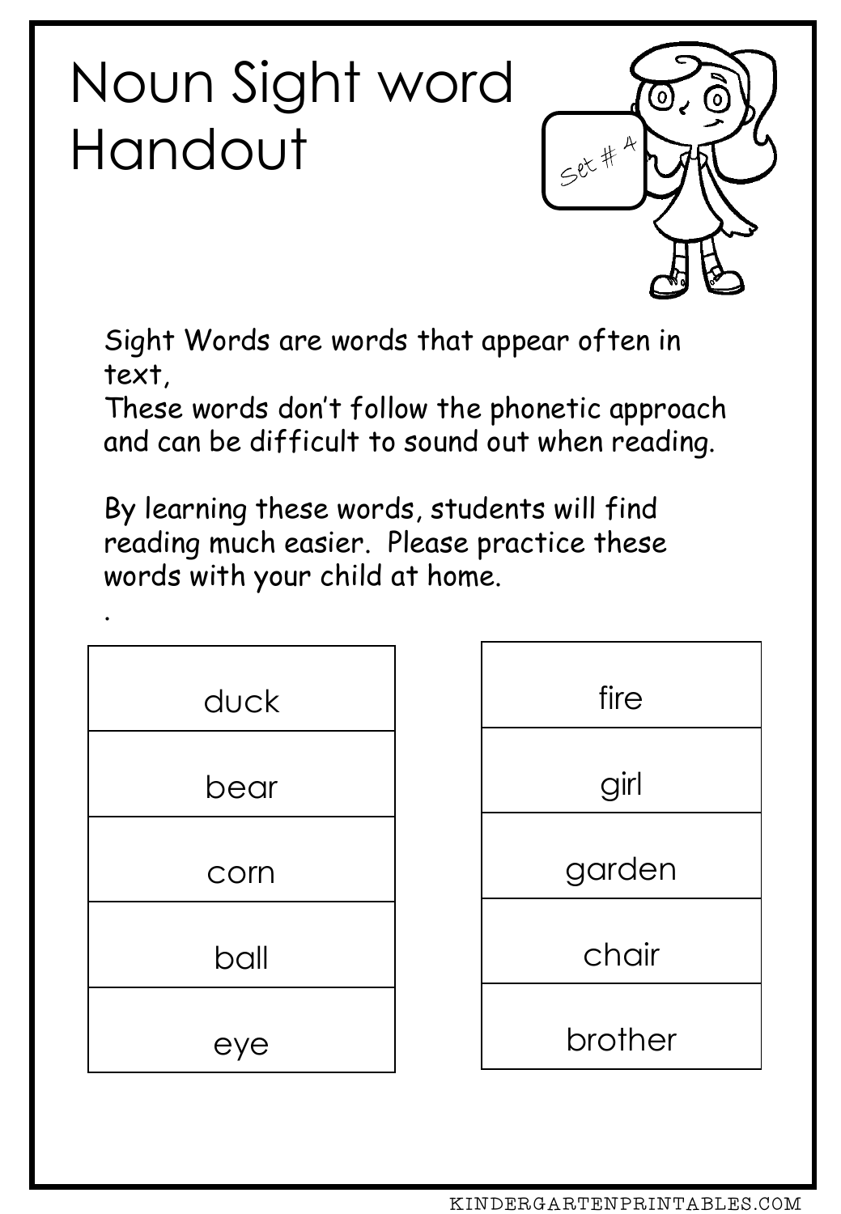# Noun Sight word Handout

Set # 4

Sight Words are words that appear often in text,
These words don't follow the phonetic approach and can be difficult to sound out when reading.

By learning these words, students will find reading much easier. Please practice these words with your child at home.

.

| duck |
|---|
| bear |
| corn |
| ball |
| eye |

| fire |
|---|
| girl |
| garden |
| chair |
| brother |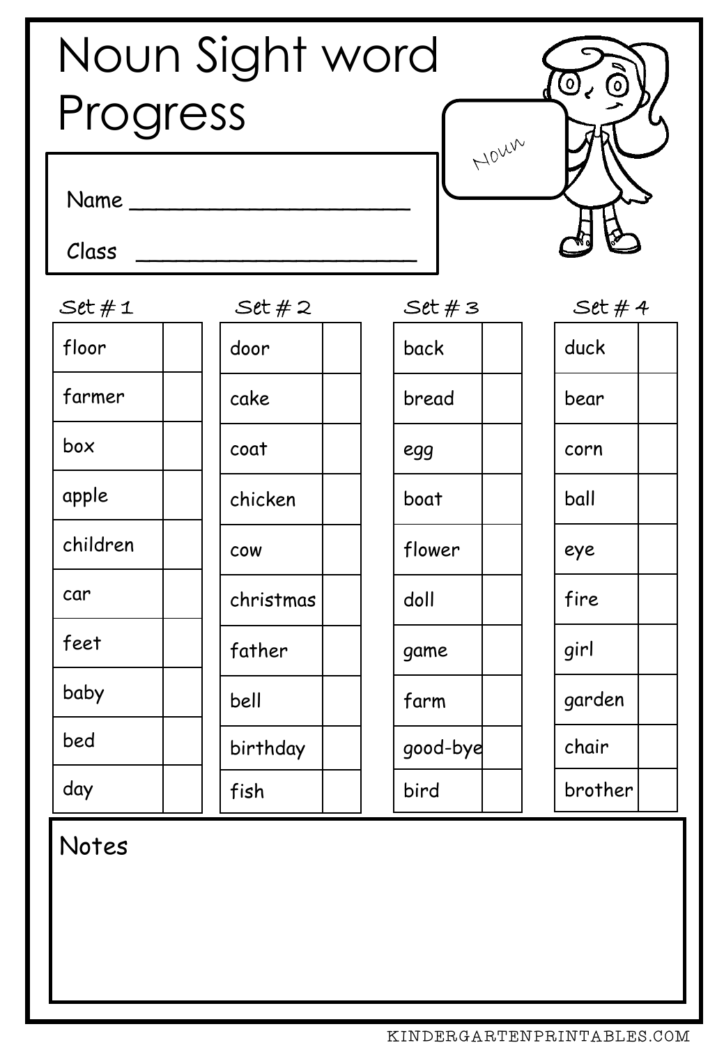# Noun Sight word Progress

Name ____________________

Class ____________________

Noun

| Set # 1 | | Set # 2 | | Set # 3 | | Set # 4 | |
|---|---|---|---|---|---|---|---|
| floor | | door | | back | | duck | |
| farmer | | cake | | bread | | bear | |
| box | | coat | | egg | | corn | |
| apple | | chicken | | boat | | ball | |
| children | | cow | | flower | | eye | |
| car | | christmas | | doll | | fire | |
| feet | | father | | game | | girl | |
| baby | | bell | | farm | | garden | |
| bed | | birthday | | good-bye | | chair | |
| day | | fish | | bird | | brother | |

Notes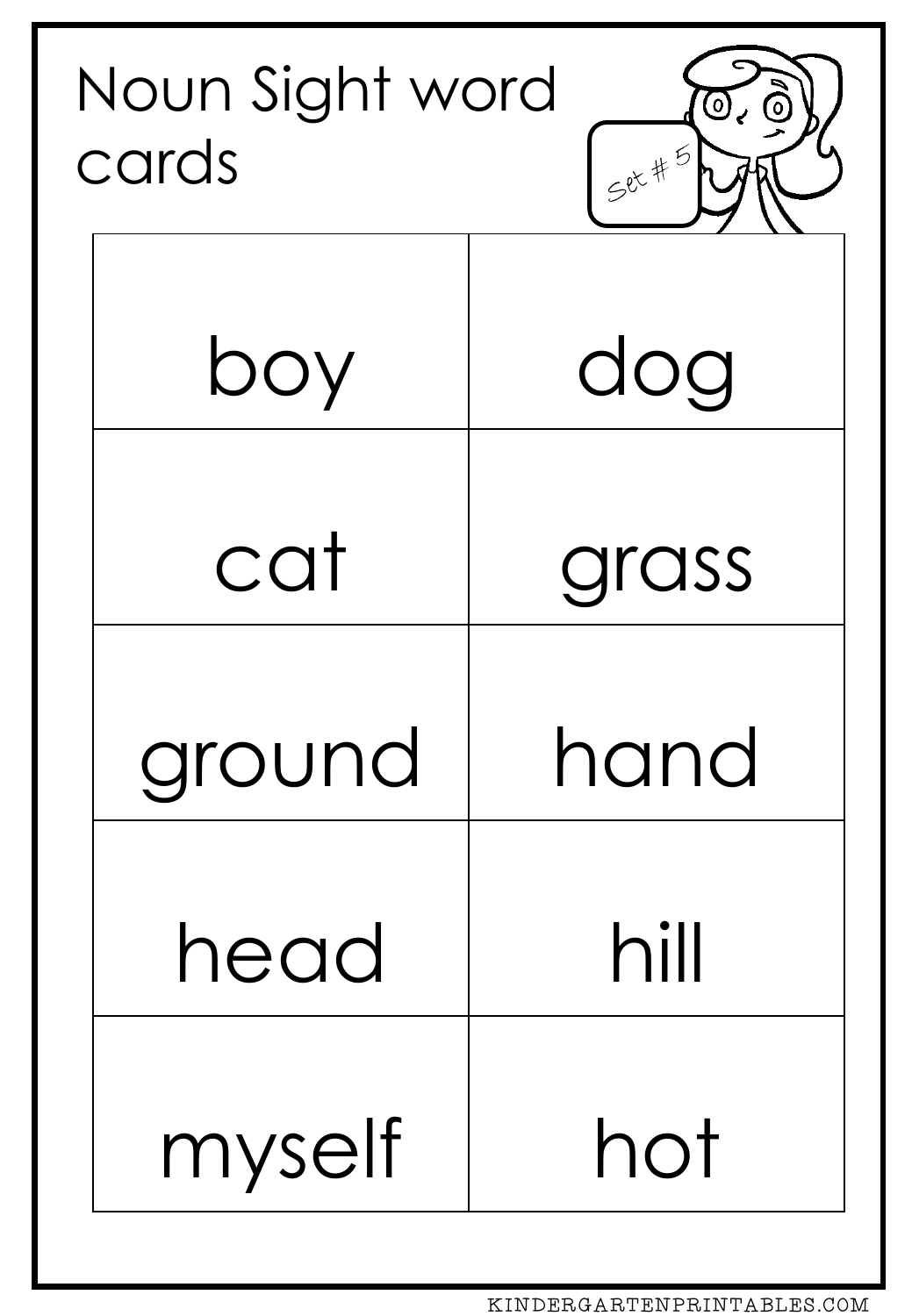# Noun Sight word cards

Set # 5

| | |
|---|---|
| boy | dog |
| cat | grass |
| ground | hand |
| head | hill |
| myself | hot |

KINDERGARTENPRINTABLES.COM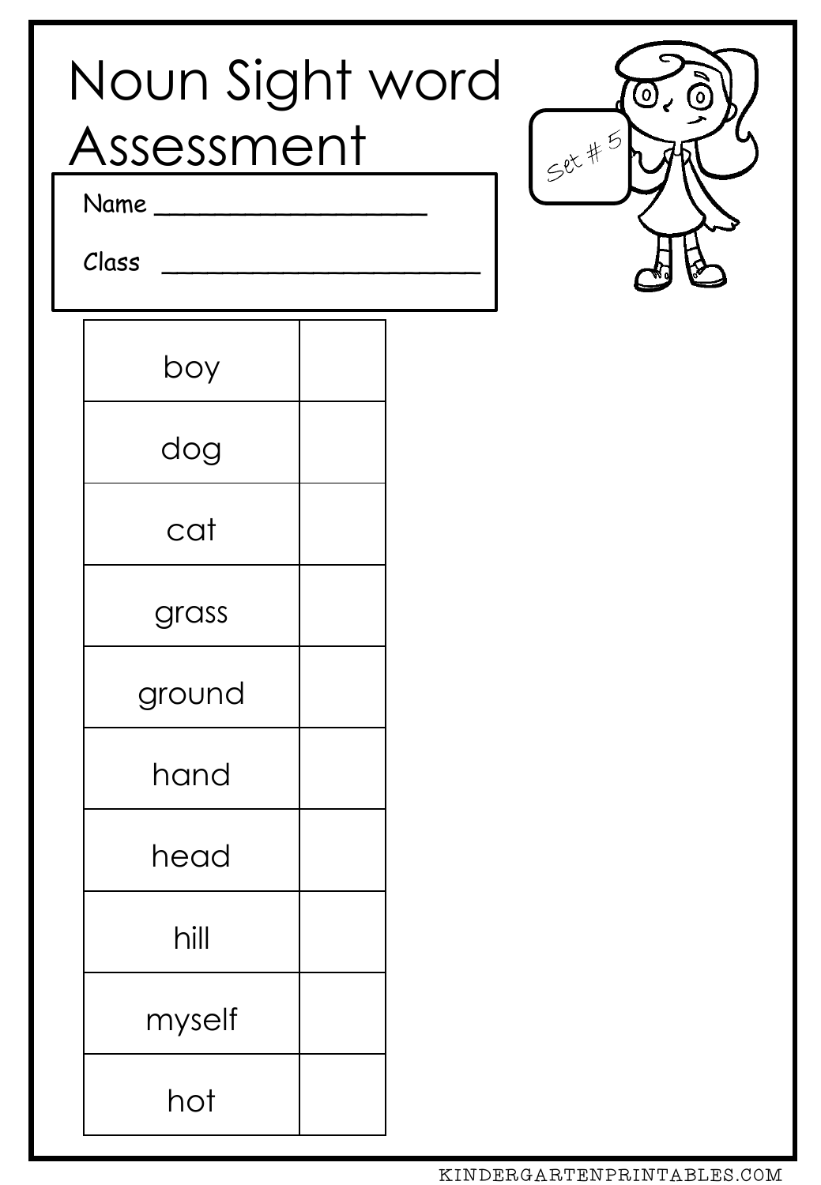# Noun Sight word Assessment

Name ____________________

Class ________________________

Set # 5

| | |
|---|---|
| boy | |
| dog | |
| cat | |
| grass | |
| ground | |
| hand | |
| head | |
| hill | |
| myself | |
| hot | |

KINDERGARTENPRINTABLES.COM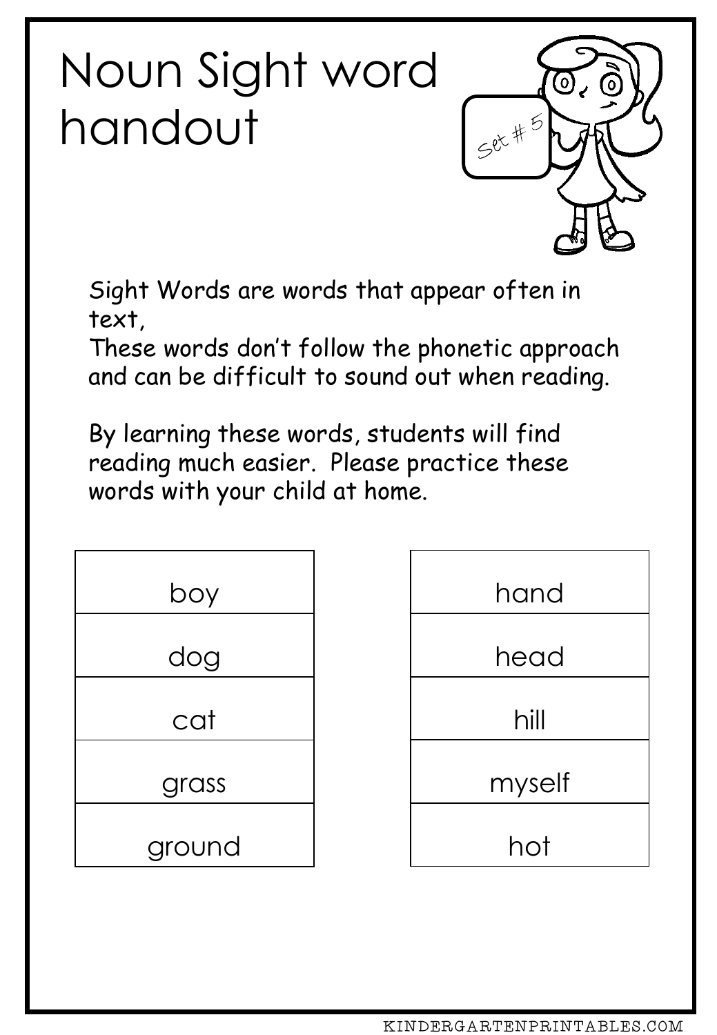# Noun Sight word handout

Set # 5

Sight Words are words that appear often in text,
These words don't follow the phonetic approach and can be difficult to sound out when reading.

By learning these words, students will find reading much easier. Please practice these words with your child at home.

| | |
|---|---|
| boy | hand |
| dog | head |
| cat | hill |
| grass | myself |
| ground | hot |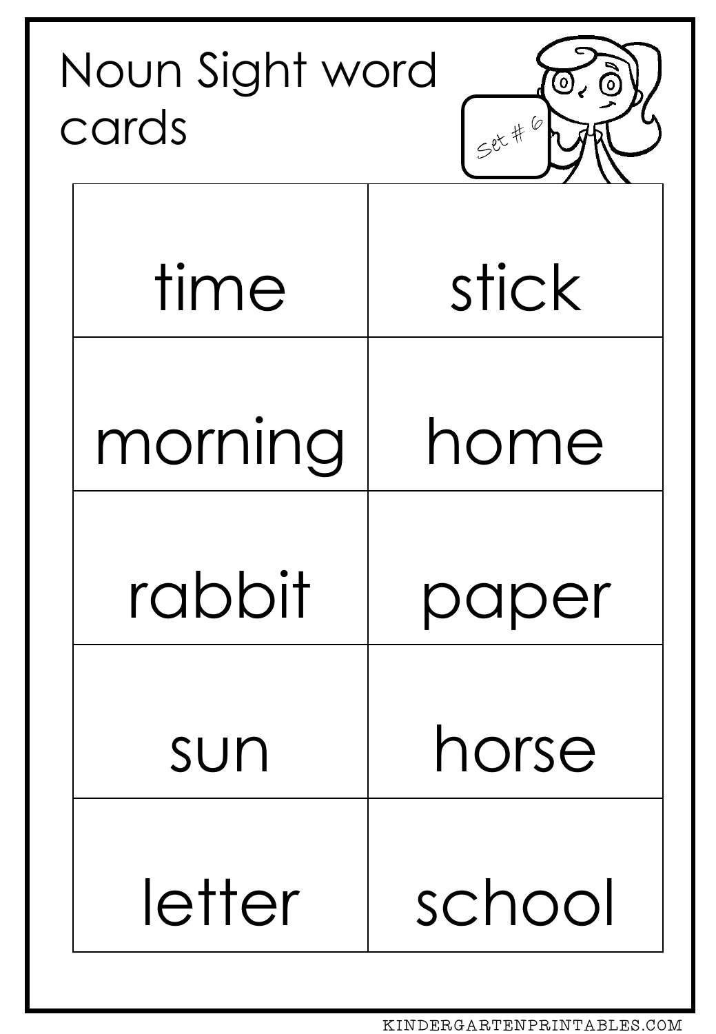# Noun Sight word cards

Set # 6

| time | stick |
| --- | --- |
| morning | home |
| rabbit | paper |
| sun | horse |
| letter | school |

KINDERGARTENPRINTABLES.COM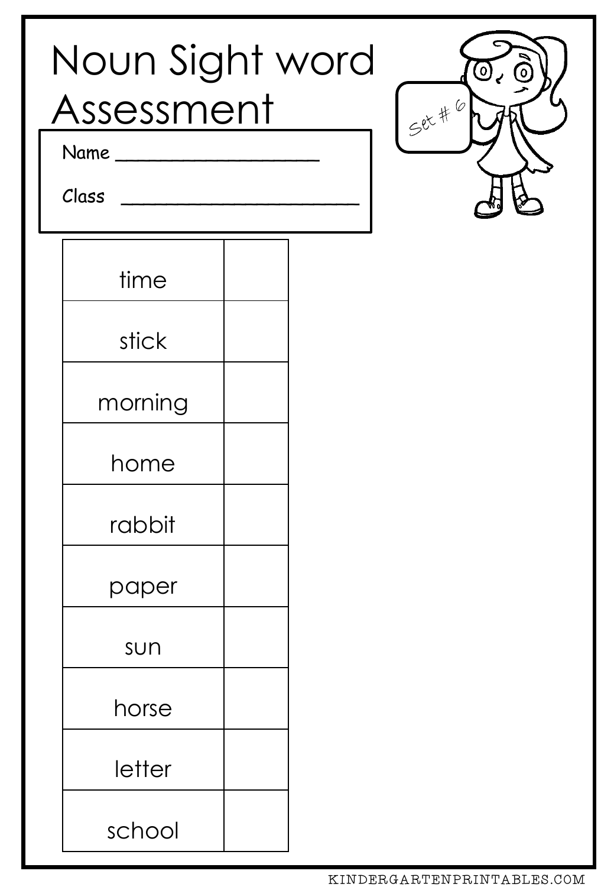# Noun Sight word Assessment

Name ___________________

Class ______________________

Set # 6

| | |
|---|---|
| time | |
| stick | |
| morning | |
| home | |
| rabbit | |
| paper | |
| sun | |
| horse | |
| letter | |
| school | |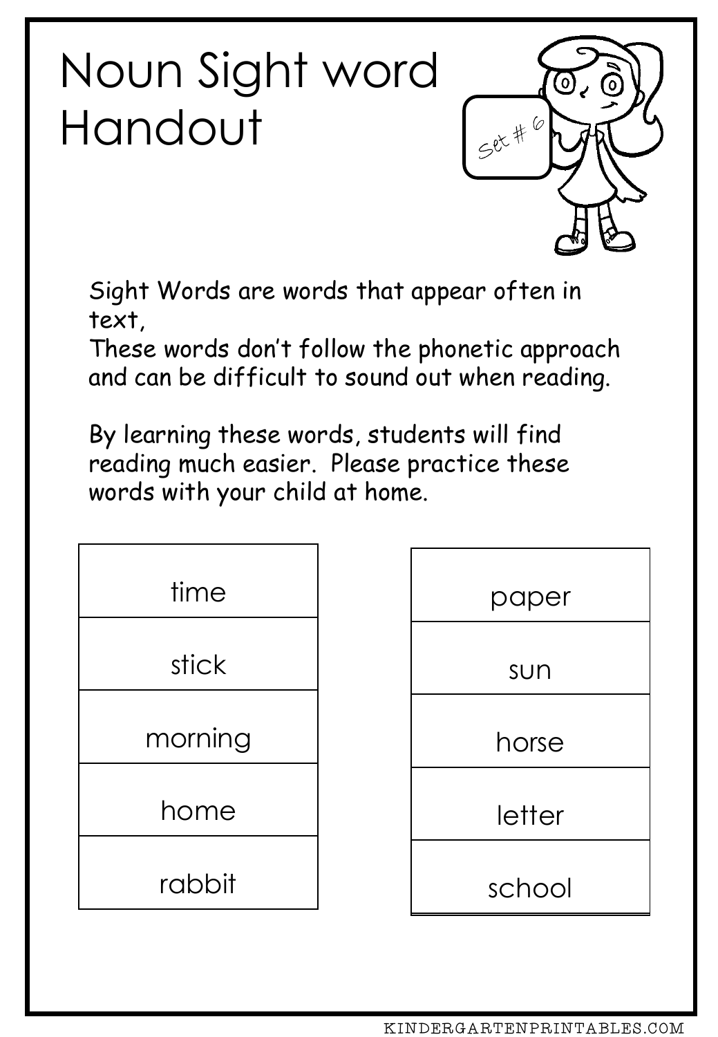# Noun Sight word Handout

Set # 6

Sight Words are words that appear often in text,
These words don't follow the phonetic approach and can be difficult to sound out when reading.

By learning these words, students will find reading much easier. Please practice these words with your child at home.

| | |
|---|---|
| time | paper |
| stick | sun |
| morning | horse |
| home | letter |
| rabbit | school |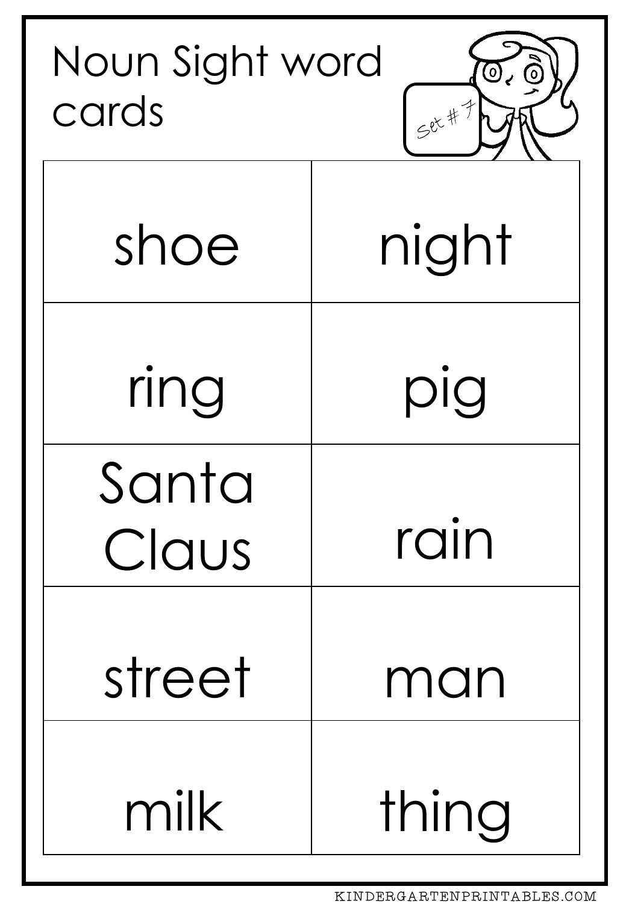# Noun Sight word cards

Set # 7

| | |
|---|---|
| shoe | night |
| ring | pig |
| Santa Claus | rain |
| street | man |
| milk | thing |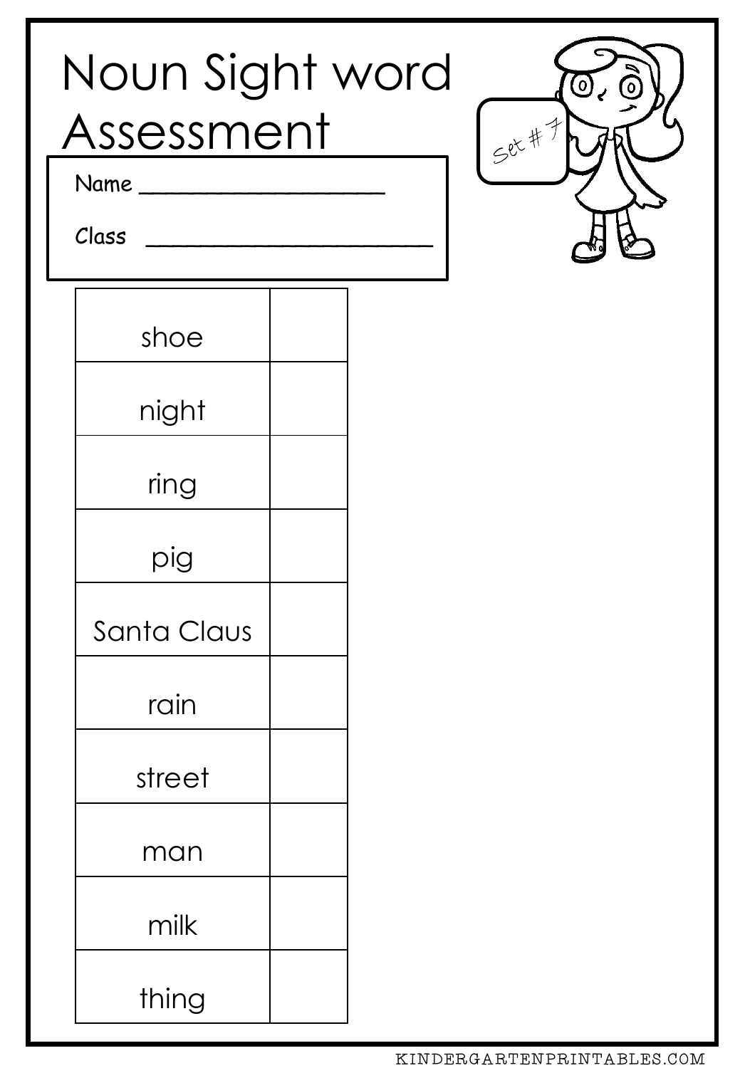# Noun Sight word Assessment

Set # 7

Name ___________________

Class ________________________

| | |
|---|---|
| shoe | |
| night | |
| ring | |
| pig | |
| Santa Claus | |
| rain | |
| street | |
| man | |
| milk | |
| thing | |

KINDERGARTENPRINTABLES.COM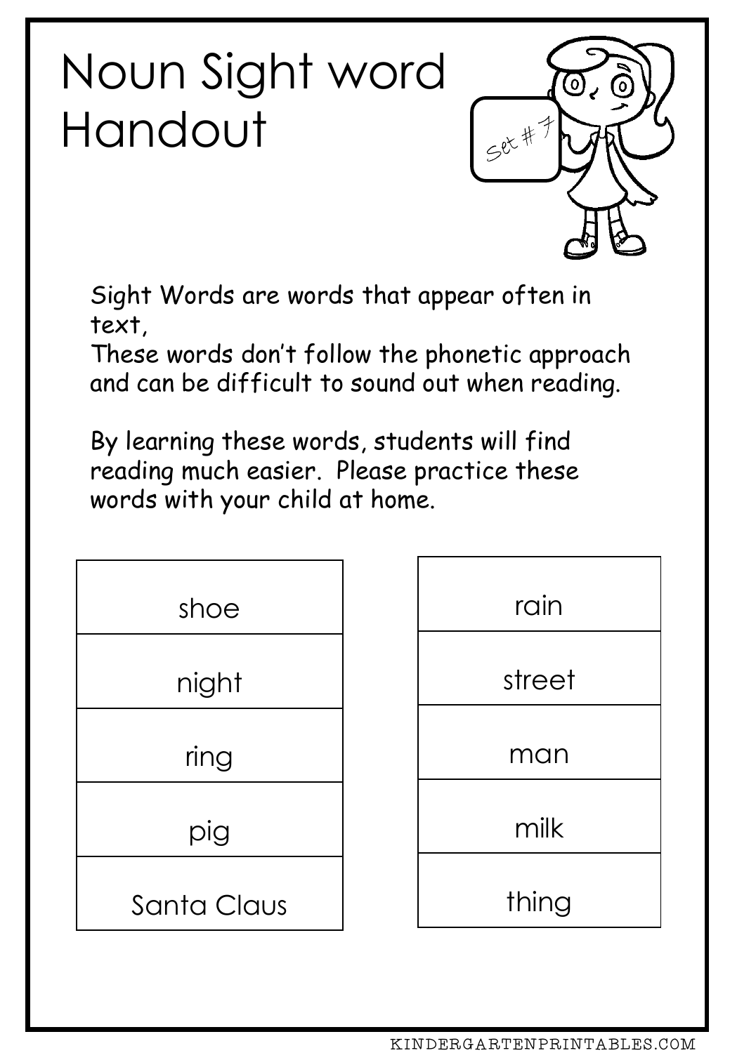# Noun Sight word Handout

Set # 7

Sight Words are words that appear often in text,
These words don't follow the phonetic approach and can be difficult to sound out when reading.

By learning these words, students will find reading much easier. Please practice these words with your child at home.

| |
|---|
| shoe |
| night |
| ring |
| pig |
| Santa Claus |

| |
|---|
| rain |
| street |
| man |
| milk |
| thing |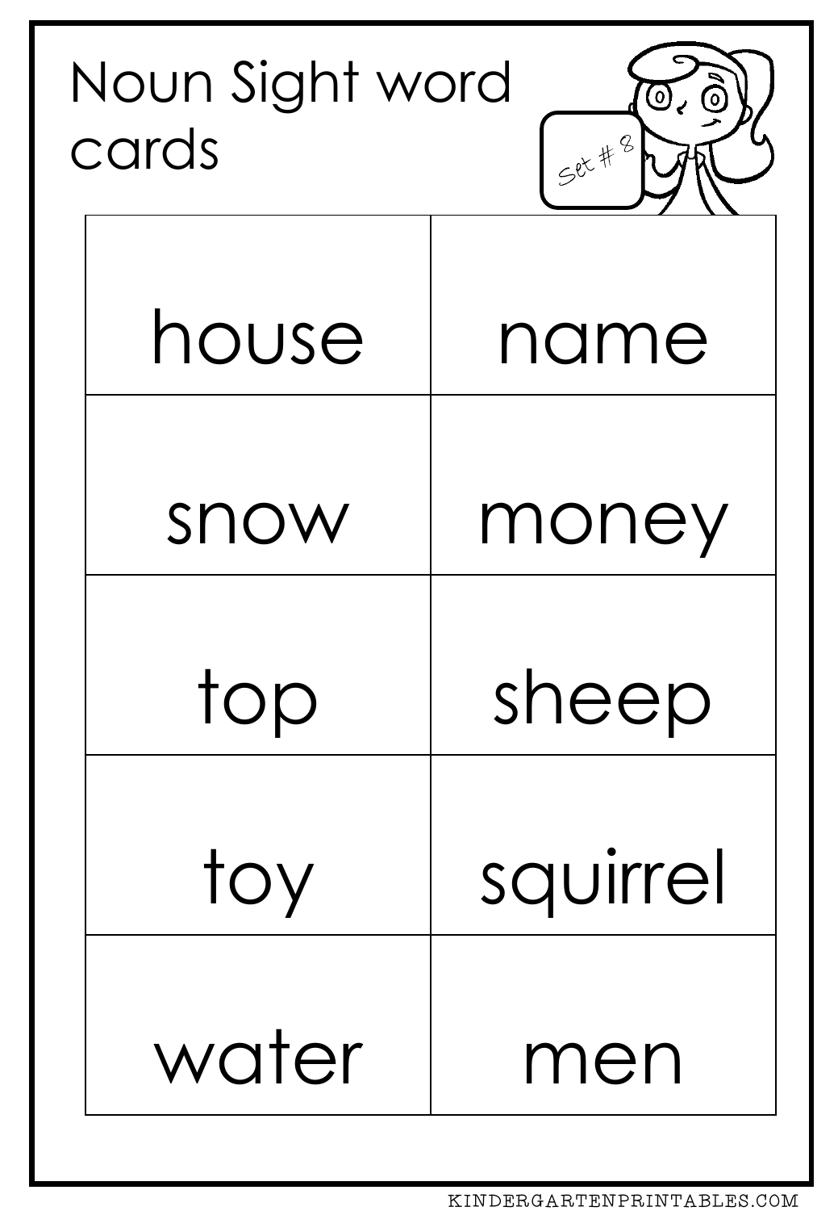# Noun Sight word cards

Set # 8

| | |
|---|---|
| house | name |
| snow | money |
| top | sheep |
| toy | squirrel |
| water | men |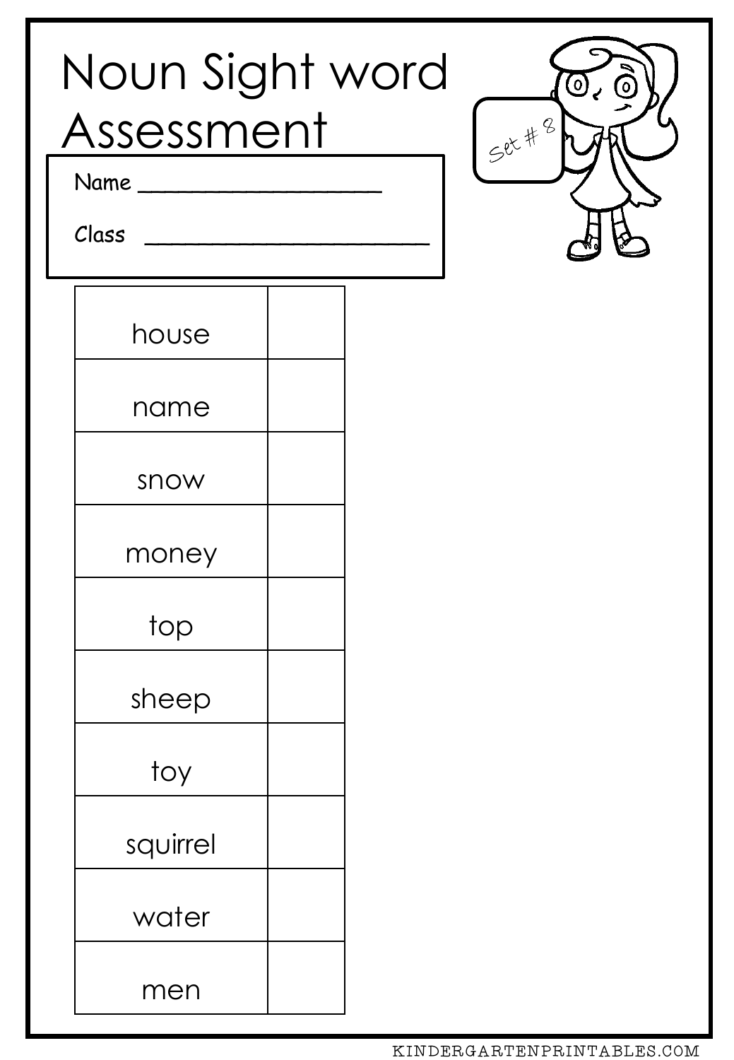# Noun Sight word Assessment

Set # 8

Name ____________________

Class ________________________

| | |
|---|---|
| house | |
| name | |
| snow | |
| money | |
| top | |
| sheep | |
| toy | |
| squirrel | |
| water | |
| men | |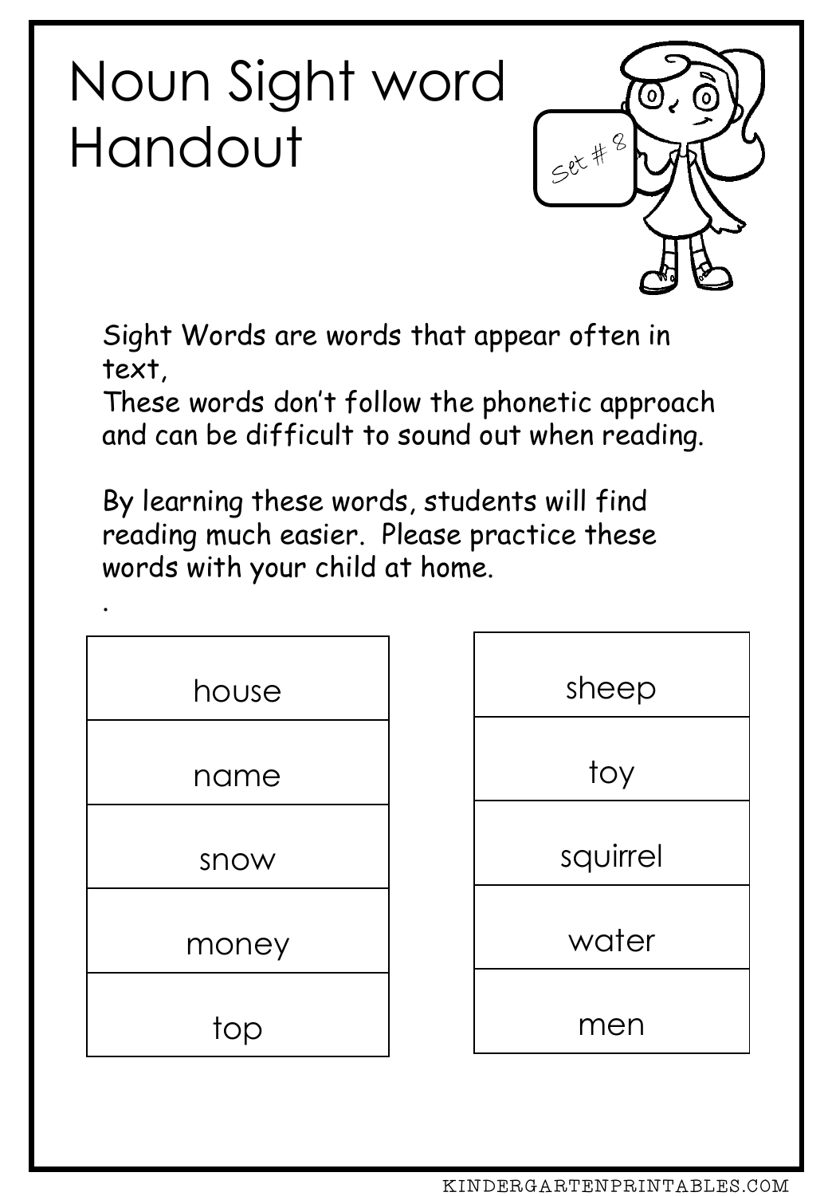# Noun Sight word Handout

Set # 8

Sight Words are words that appear often in text,
These words don't follow the phonetic approach and can be difficult to sound out when reading.

By learning these words, students will find reading much easier. Please practice these words with your child at home.

.

| house |
|---|
| name |
| snow |
| money |
| top |

| sheep |
|---|
| toy |
| squirrel |
| water |
| men |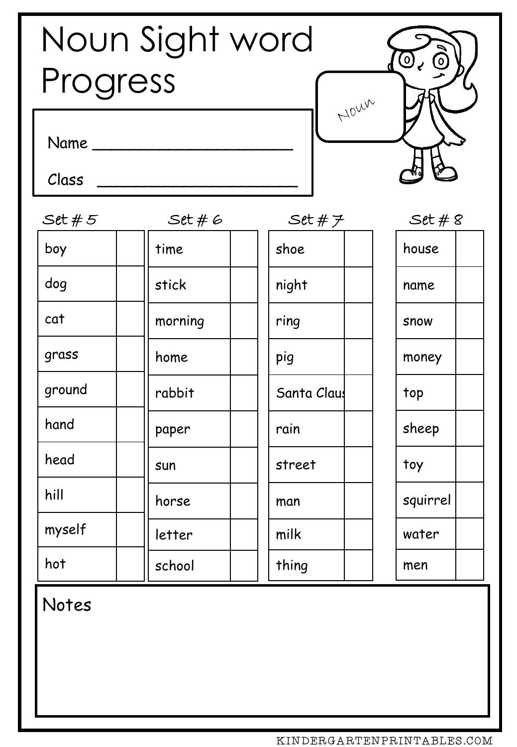# Noun Sight word Progress

Name ______________________

Class ______________________

Noun

| Set # 5 | | Set # 6 | | Set # 7 | | Set # 8 | |
|---|---|---|---|---|---|---|---|
| boy | | time | | shoe | | house | |
| dog | | stick | | night | | name | |
| cat | | morning | | ring | | snow | |
| grass | | home | | pig | | money | |
| ground | | rabbit | | Santa Claus | | top | |
| hand | | paper | | rain | | sheep | |
| head | | sun | | street | | toy | |
| hill | | horse | | man | | squirrel | |
| myself | | letter | | milk | | water | |
| hot | | school | | thing | | men | |

Notes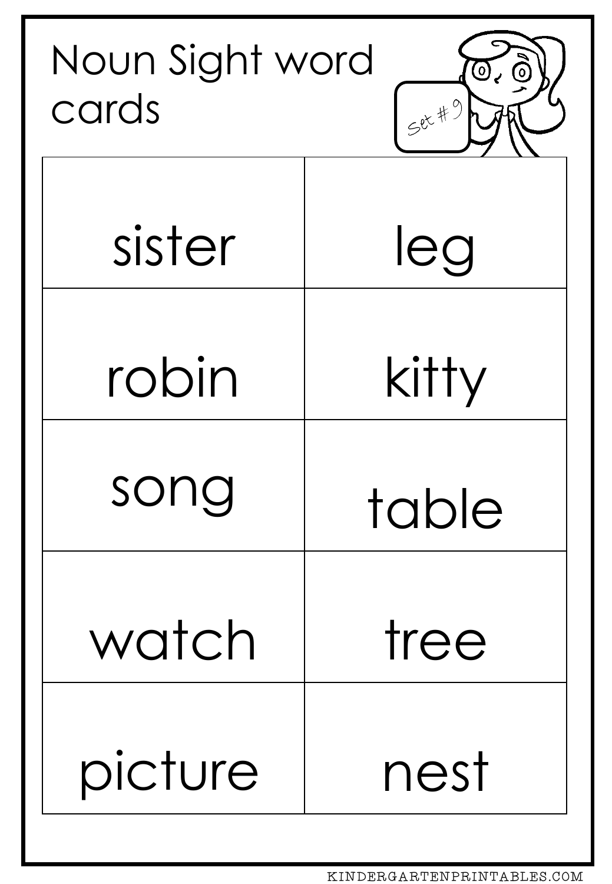# Noun Sight word cards

Set # 9

| | |
|---|---|
| sister | leg |
| robin | kitty |
| song | table |
| watch | tree |
| picture | nest |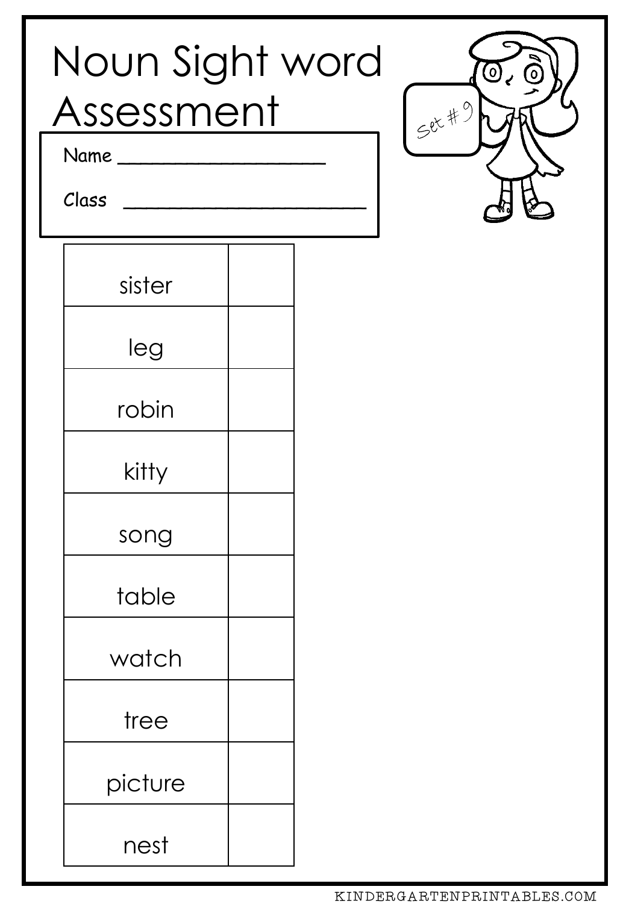# Noun Sight word Assessment

Name ____________________

Class ________________________

Set #9

| | |
|---|---|
| sister | |
| leg | |
| robin | |
| kitty | |
| song | |
| table | |
| watch | |
| tree | |
| picture | |
| nest | |

KINDERGARTENPRINTABLES.COM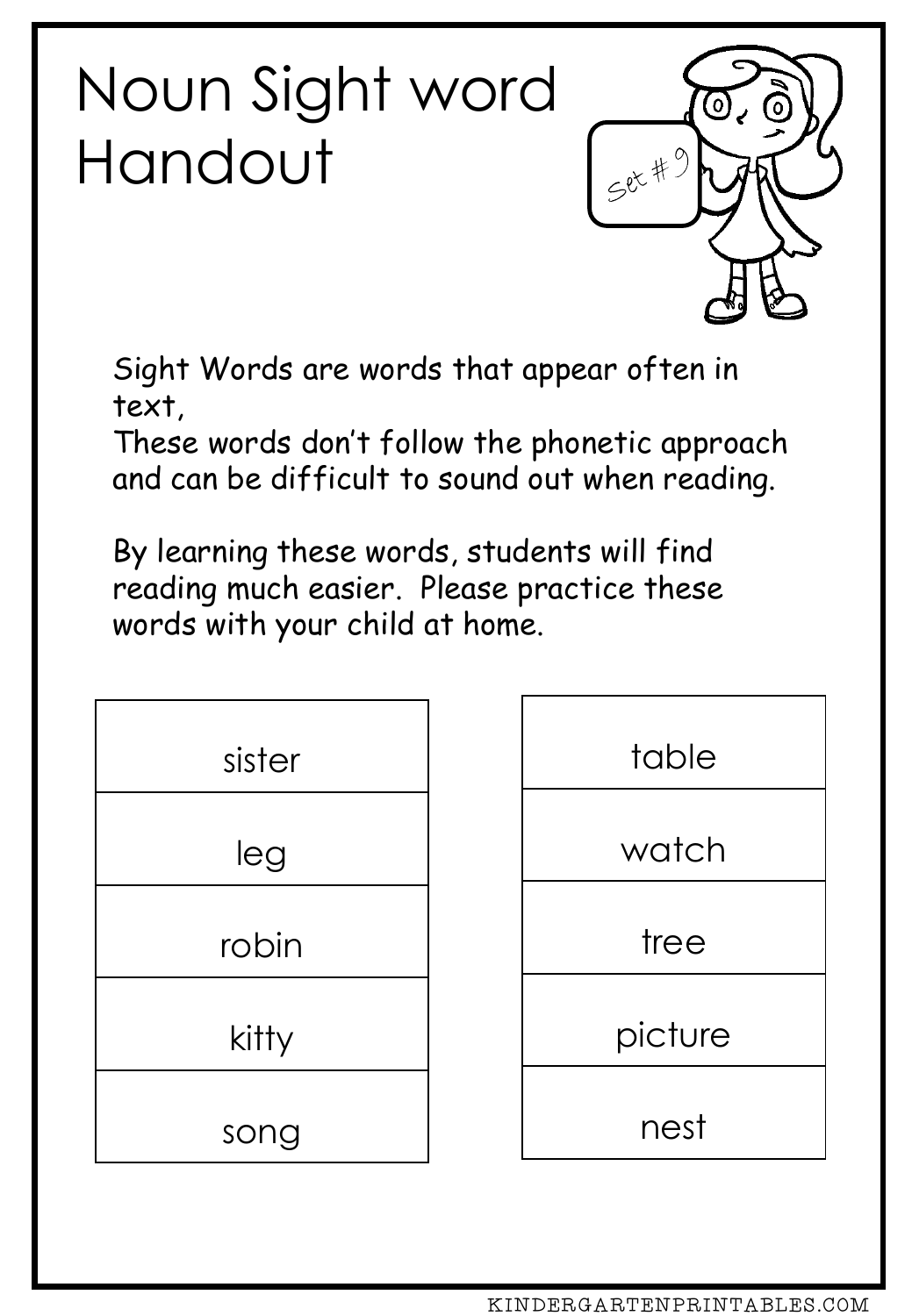# Noun Sight word Handout

Set # 9

Sight Words are words that appear often in text,
These words don't follow the phonetic approach and can be difficult to sound out when reading.

By learning these words, students will find reading much easier. Please practice these words with your child at home.

| sister |
| --- |
| leg |
| robin |
| kitty |
| song |

| table |
| --- |
| watch |
| tree |
| picture |
| nest |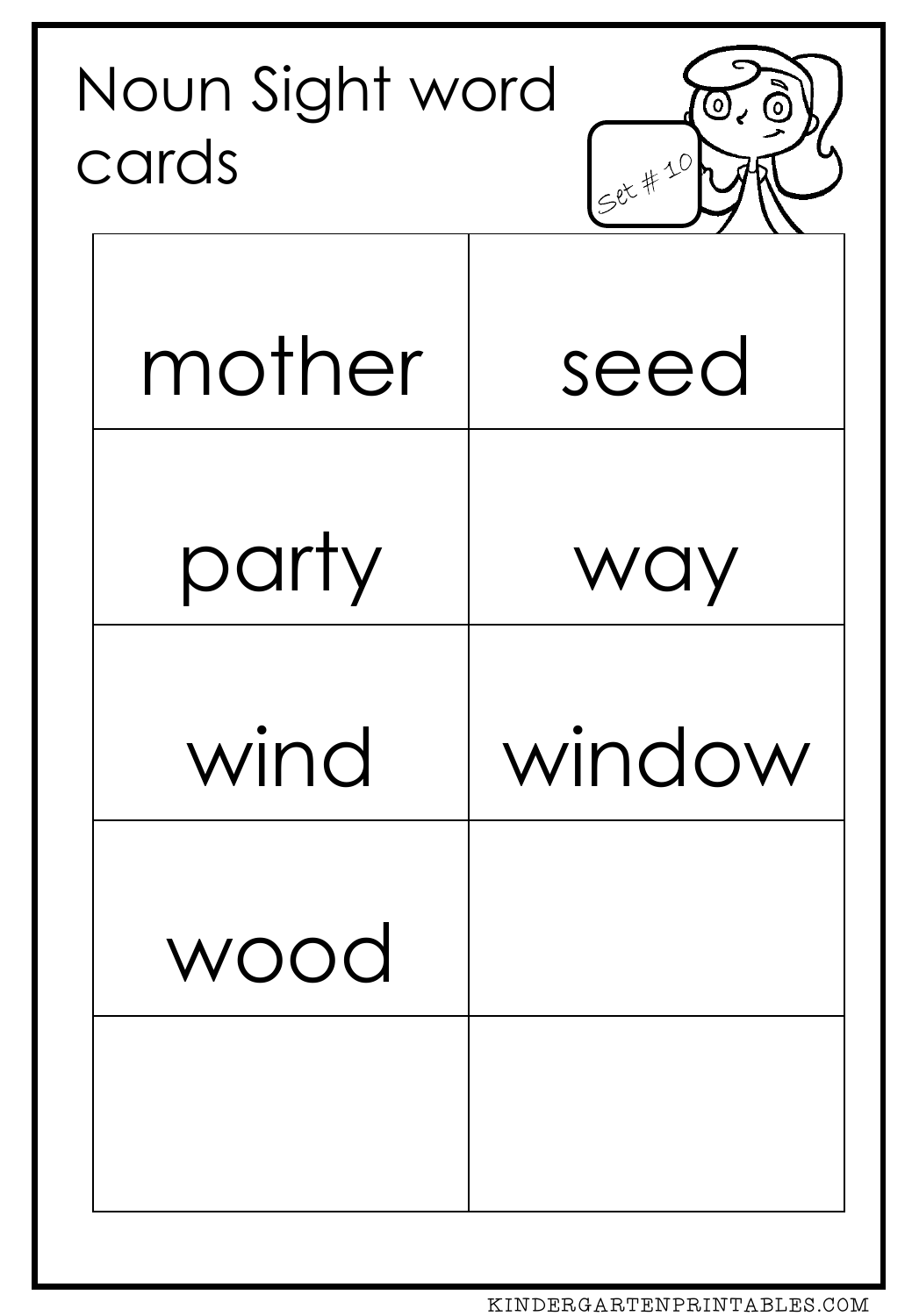# Noun Sight word cards

Set # 10

| | |
|---|---|
| mother | seed |
| party | way |
| wind | window |
| wood | |
| | |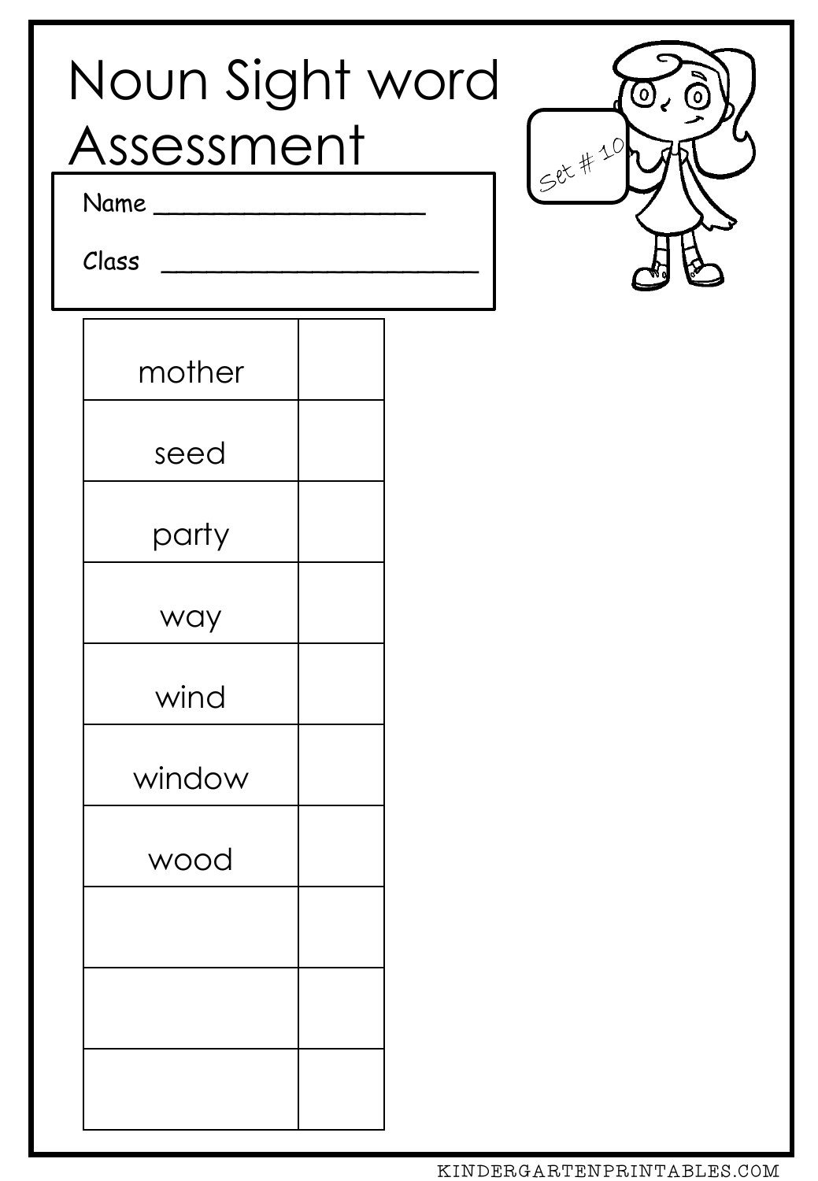# Noun Sight word Assessment

Set # 10

Name ____________________

Class ________________________

| | |
|---|---|
| mother | |
| seed | |
| party | |
| way | |
| wind | |
| window | |
| wood | |
| | |
| | |
| | |

KINDERGARTENPRINTABLES.COM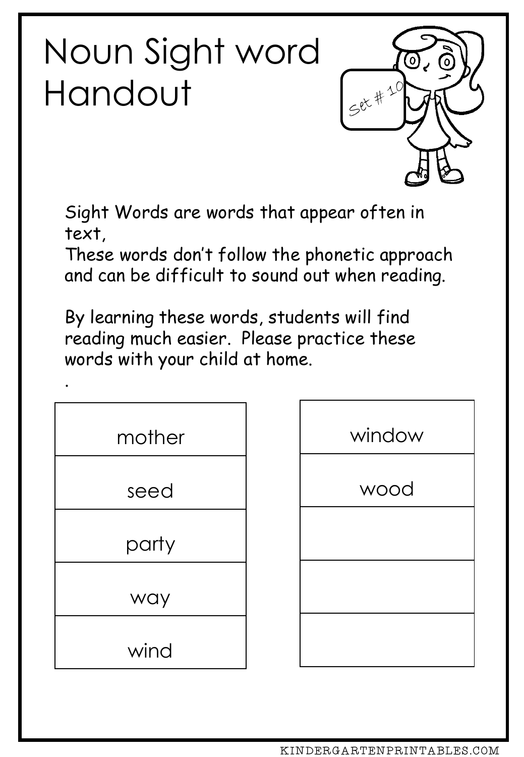# Noun Sight word Handout

Set # 10

Sight Words are words that appear often in text,
These words don't follow the phonetic approach and can be difficult to sound out when reading.

By learning these words, students will find reading much easier. Please practice these words with your child at home.

.

| |
|---|
| mother |
| seed |
| party |
| way |
| wind |

| |
|---|
| window |
| wood |
| |
| |
| |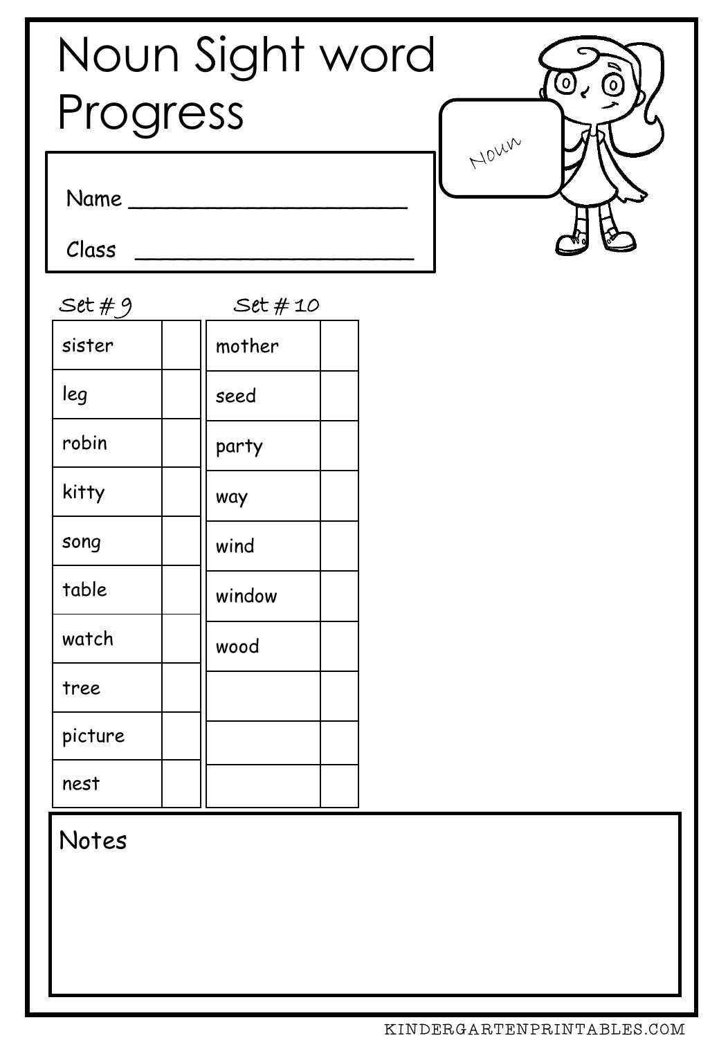# Noun Sight word Progress

Name ______________________

Class ______________________

Noun

Set # 9

| | |
|---|---|
| sister | |
| leg | |
| robin | |
| kitty | |
| song | |
| table | |
| watch | |
| tree | |
| picture | |
| nest | |

Set # 10

| | |
|---|---|
| mother | |
| seed | |
| party | |
| way | |
| wind | |
| window | |
| wood | |
| | |
| | |
| | |

Notes

KINDERGARTENPRINTABLES.COM